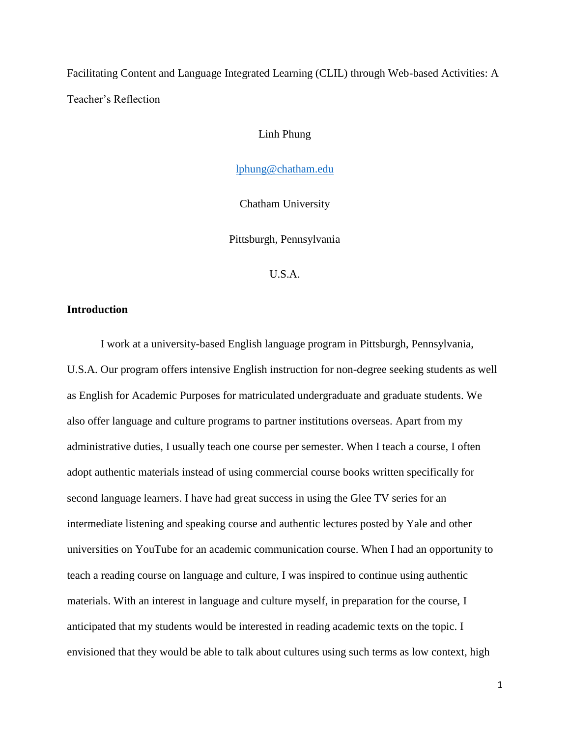# Facilitating Content and Language Integrated Learning (CLIL) through Web-based Activities: A Teacher's Reflection

Linh Phung

lphung@chatham.edu

Chatham University

Pittsburgh, Pennsylvania

U.S.A.

## Introduction

I work at a university-based English language program in Pittsburgh, Pennsylvania, U.S.A. Our program offers intensive English instruction for non-degree seeking students as well as English for Academic Purposes for matriculated undergraduate and graduate students. We also offer language and culture programs to partner institutions overseas. Apart from my administrative duties, I usually teach one course per semester. When I teach a course, I often adopt authentic materials instead of using commercial course books written specifically for second language learners. I have had great success in using the Glee TV series for an intermediate listening and speaking course and authentic lectures posted by Yale and other universities on YouTube for an academic communication course. When I had an opportunity to teach a reading course on language and culture, I was inspired to continue using authentic materials. With an interest in language and culture myself, in preparation for the course, I anticipated that my students would be interested in reading academic texts on the topic. I envisioned that they would be able to talk about cultures using such terms as low context, high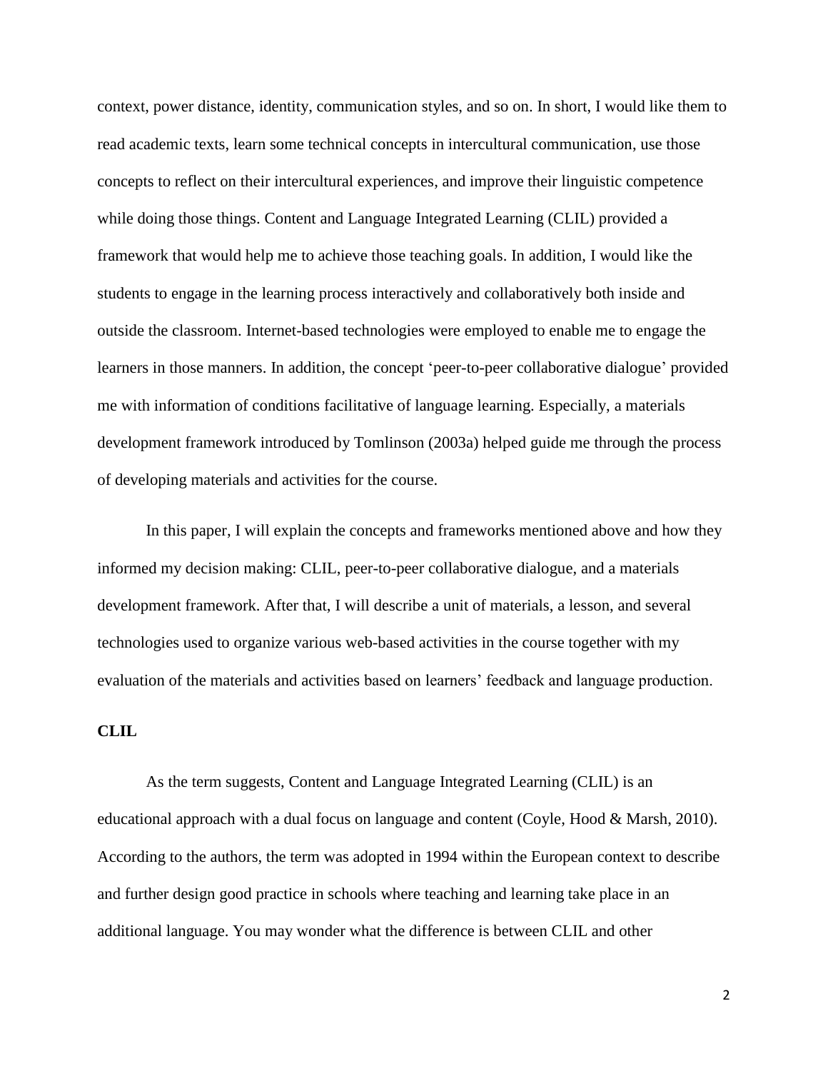context, power distance, identity, communication styles, and so on. In short, I would like them to read academic texts, learn some technical concepts in intercultural communication, use those concepts to reflect on their intercultural experiences, and improve their linguistic competence while doing those things. Content and Language Integrated Learning (CLIL) provided a framework that would help me to achieve those teaching goals. In addition, I would like the students to engage in the learning process interactively and collaboratively both inside and outside the classroom. Internet-based technologies were employed to enable me to engage the learners in those manners. In addition, the concept 'peer-to-peer collaborative dialogue' provided me with information of conditions facilitative of language learning. Especially, a materials development framework introduced by Tomlinson (2003a) helped guide me through the process of developing materials and activities for the course.

In this paper, I will explain the concepts and frameworks mentioned above and how they informed my decision making: CLIL, peer-to-peer collaborative dialogue, and a materials development framework. After that, I will describe a unit of materials, a lesson, and several technologies used to organize various web-based activities in the course together with my evaluation of the materials and activities based on learners' feedback and language production.

## CLIL

As the term suggests, Content and Language Integrated Learning (CLIL) is an educational approach with a dual focus on language and content (Coyle, Hood & Marsh, 2010). According to the authors, the term was adopted in 1994 within the European context to describe and further design good practice in schools where teaching and learning take place in an additional language. You may wonder what the difference is between CLIL and other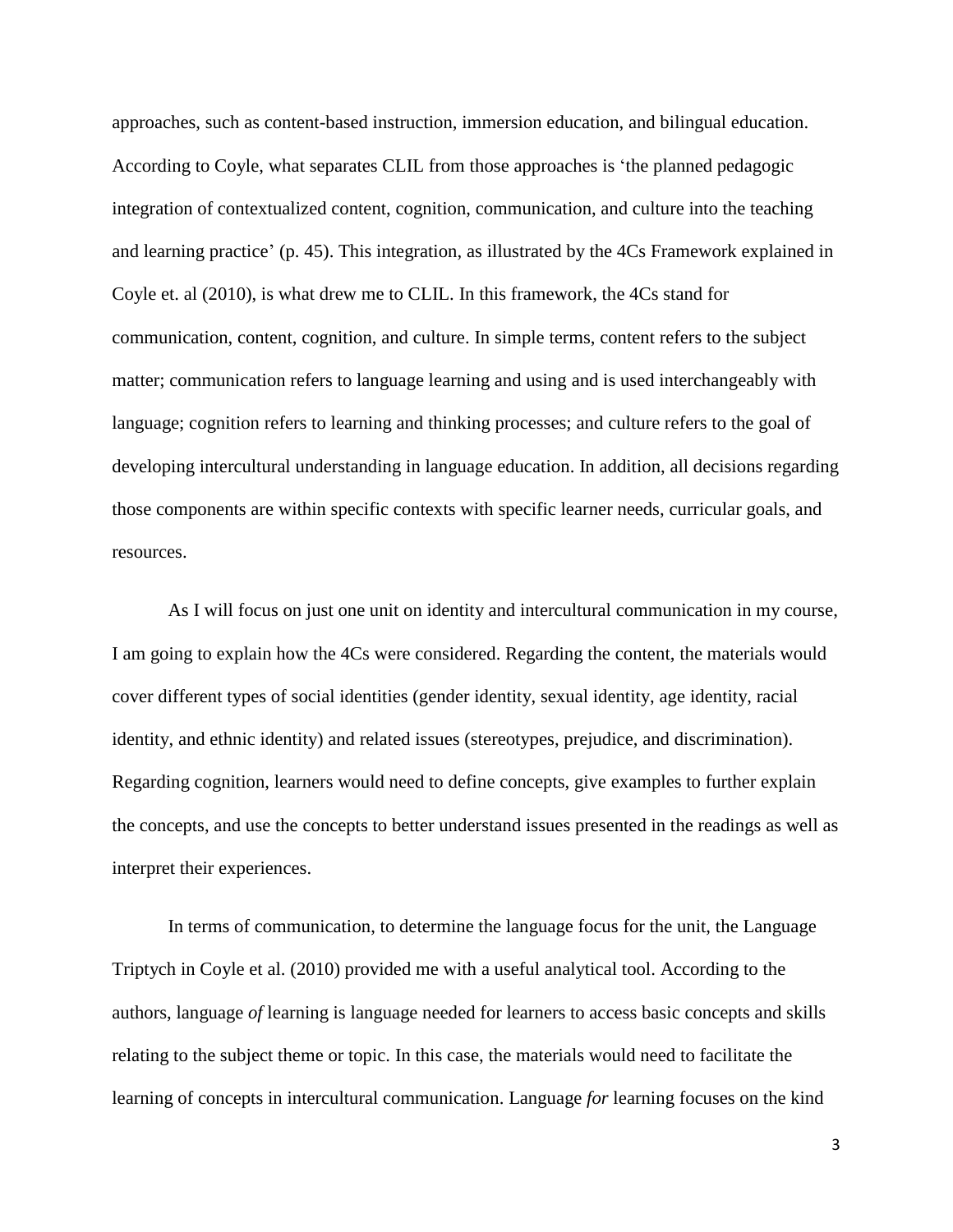approaches, such as content-based instruction, immersion education, and bilingual education. According to Coyle, what separates CLIL from those approaches is 'the planned pedagogic integration of contextualized content, cognition, communication, and culture into the teaching and learning practice' (p. 45). This integration, as illustrated by the 4Cs Framework explained in Coyle et. al (2010), is what drew me to CLIL. In this framework, the 4Cs stand for communication, content, cognition, and culture. In simple terms, content refers to the subject matter; communication refers to language learning and using and is used interchangeably with language; cognition refers to learning and thinking processes; and culture refers to the goal of developing intercultural understanding in language education. In addition, all decisions regarding those components are within specific contexts with specific learner needs, curricular goals, and resources.

As I will focus on just one unit on identity and intercultural communication in my course, I am going to explain how the 4Cs were considered. Regarding the content, the materials would cover different types of social identities (gender identity, sexual identity, age identity, racial identity, and ethnic identity) and related issues (stereotypes, prejudice, and discrimination). Regarding cognition, learners would need to define concepts, give examples to further explain the concepts, and use the concepts to better understand issues presented in the readings as well as interpret their experiences.

In terms of communication, to determine the language focus for the unit, the Language Triptych in Coyle et al. (2010) provided me with a useful analytical tool. According to the authors, language *of* learning is language needed for learners to access basic concepts and skills relating to the subject theme or topic. In this case, the materials would need to facilitate the learning of concepts in intercultural communication. Language *for* learning focuses on the kind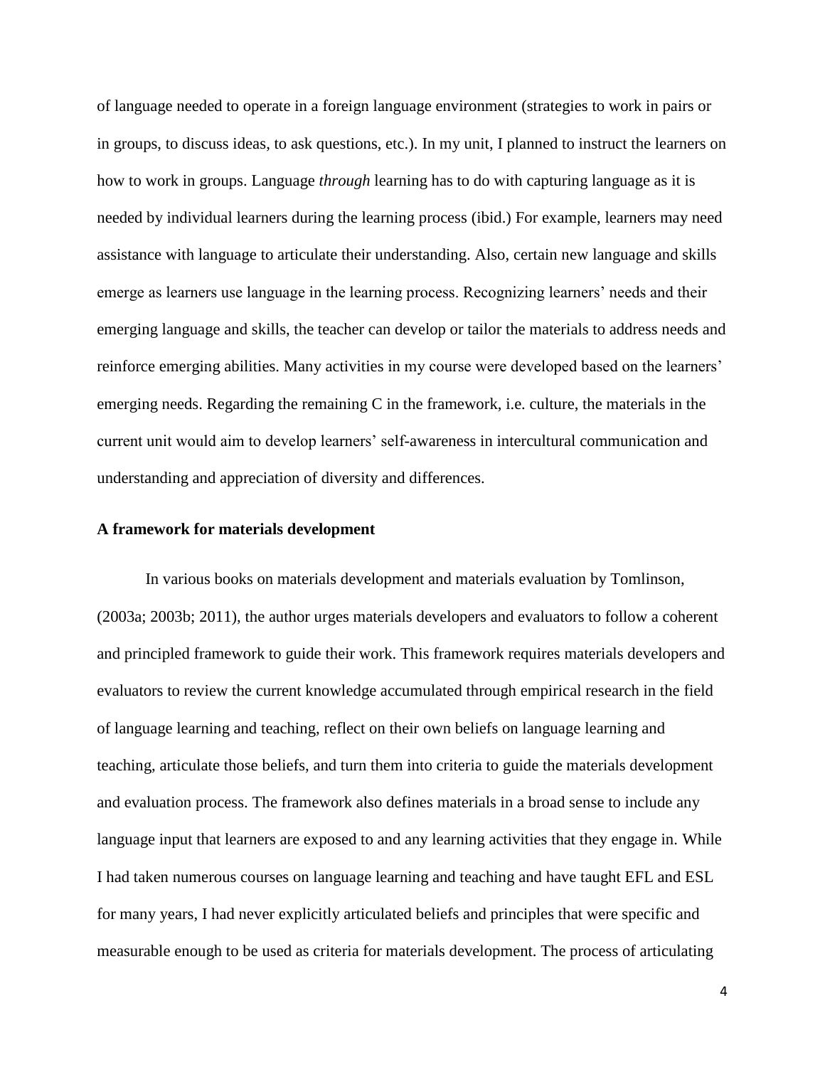of language needed to operate in a foreign language environment (strategies to work in pairs or in groups, to discuss ideas, to ask questions, etc.). In my unit, I planned to instruct the learners on how to work in groups. Language *through* learning has to do with capturing language as it is needed by individual learners during the learning process (ibid.) For example, learners may need assistance with language to articulate their understanding. Also, certain new language and skills emerge as learners use language in the learning process. Recognizing learners' needs and their emerging language and skills, the teacher can develop or tailor the materials to address needs and reinforce emerging abilities. Many activities in my course were developed based on the learners' emerging needs. Regarding the remaining C in the framework, i.e. culture, the materials in the current unit would aim to develop learners' self-awareness in intercultural communication and understanding and appreciation of diversity and differences.

**A framework for materials development**

In various books on materials development and materials evaluation by Tomlinson, (2003a; 2003b; 2011), the author urges materials developers and evaluators to follow a coherent and principled framework to guide their work. This framework requires materials developers and evaluators to review the current knowledge accumulated through empirical research in the field of language learning and teaching, reflect on their own beliefs on language learning and teaching, articulate those beliefs, and turn them into criteria to guide the materials development and evaluation process. The framework also defines materials in a broad sense to include any language input that learners are exposed to and any learning activities that they engage in. While I had taken numerous courses on language learning and teaching and have taught EFL and ESL for many years, I had never explicitly articulated beliefs and principles that were specific and measurable enough to be used as criteria for materials development. The process of articulating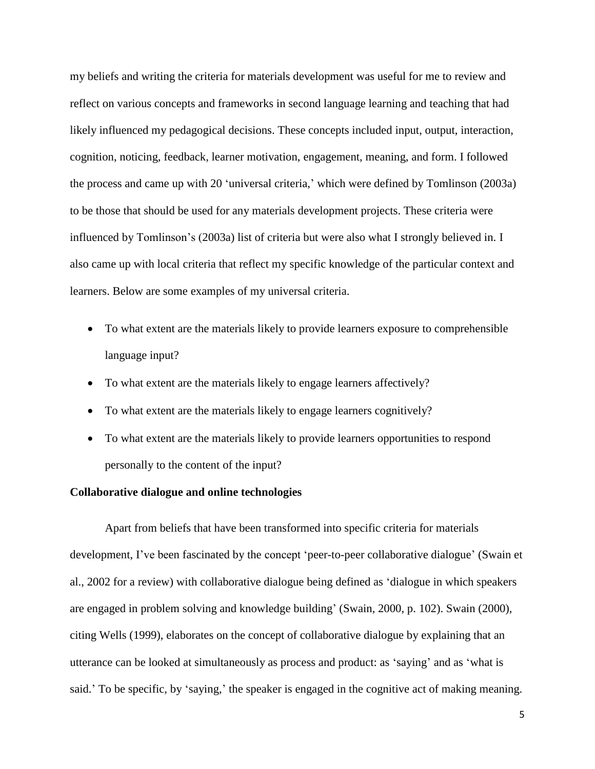my beliefs and writing the criteria for materials development was useful for me to review and reflect on various concepts and frameworks in second language learning and teaching that had likely influenced my pedagogical decisions. These concepts included input, output, interaction, cognition, noticing, feedback, learner motivation, engagement, meaning, and form. I followed the process and came up with 20 'universal criteria,' which were defined by Tomlinson (2003a) to be those that should be used for any materials development projects. These criteria were influenced by Tomlinson's (2003a) list of criteria but were also what I strongly believed in. I also came up with local criteria that reflect my specific knowledge of the particular context and learners. Below are some examples of my universal criteria.

- To what extent are the materials likely to provide learners exposure to comprehensible language input?
- To what extent are the materials likely to engage learners affectively?
- To what extent are the materials likely to engage learners cognitively?
- To what extent are the materials likely to provide learners opportunities to respond personally to the content of the input?

**Collaborative dialogue and online technologies**

Apart from beliefs that have been transformed into specific criteria for materials development, I've been fascinated by the concept 'peer-to-peer collaborative dialogue' (Swain et al., 2002 for a review) with collaborative dialogue being defined as 'dialogue in which speakers are engaged in problem solving and knowledge building' (Swain, 2000, p. 102). Swain (2000), citing Wells (1999), elaborates on the concept of collaborative dialogue by explaining that an utterance can be looked at simultaneously as process and product: as 'saying' and as 'what is said.' To be specific, by 'saying,' the speaker is engaged in the cognitive act of making meaning.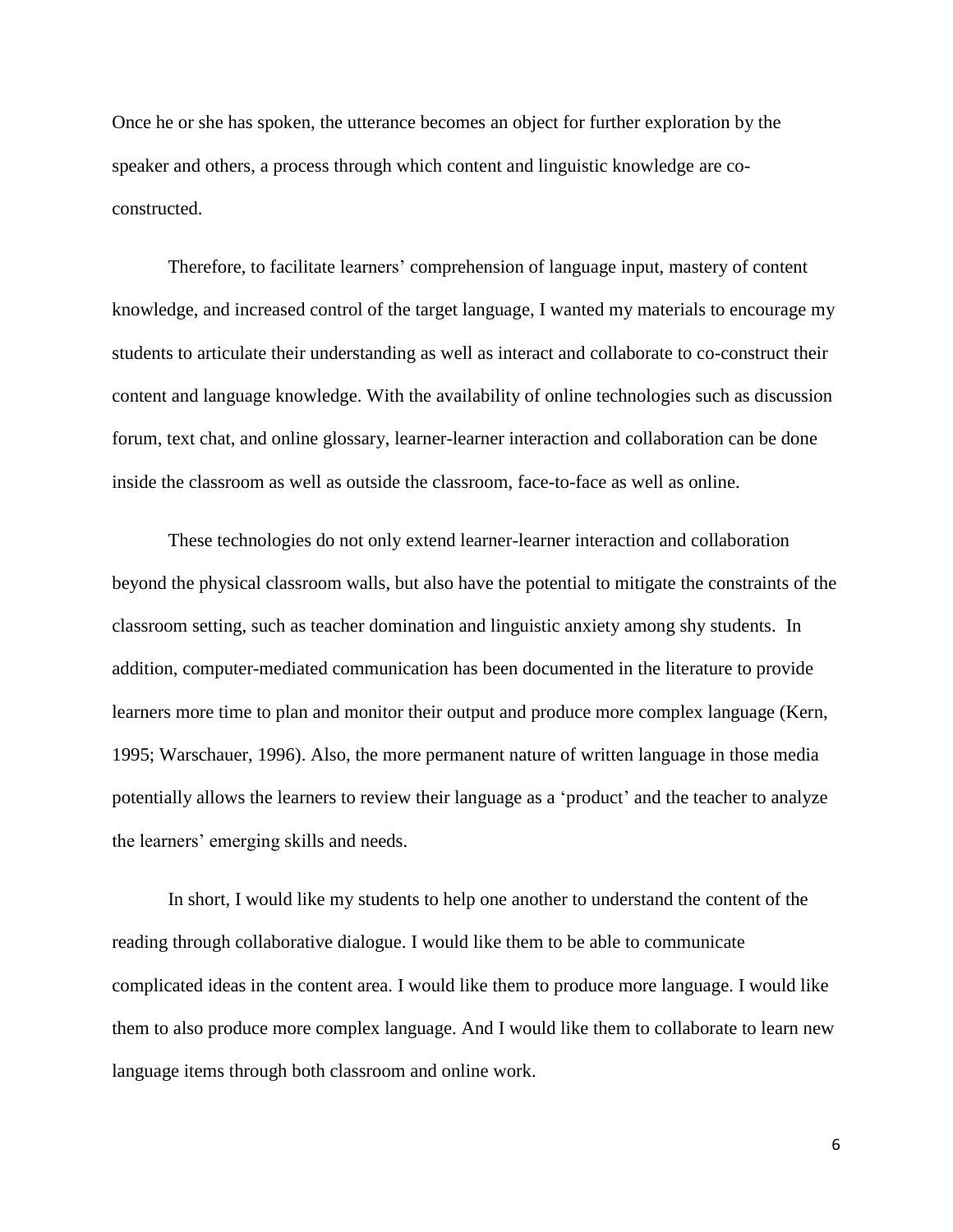Once he or she has spoken, the utterance becomes an object for further exploration by the speaker and others, a process through which content and linguistic knowledge are co-constructed.

Therefore, to facilitate learners' comprehension of language input, mastery of content knowledge, and increased control of the target language, I wanted my materials to encourage my students to articulate their understanding as well as interact and collaborate to co-construct their content and language knowledge. With the availability of online technologies such as discussion forum, text chat, and online glossary, learner-learner interaction and collaboration can be done inside the classroom as well as outside the classroom, face-to-face as well as online.

These technologies do not only extend learner-learner interaction and collaboration beyond the physical classroom walls, but also have the potential to mitigate the constraints of the classroom setting, such as teacher domination and linguistic anxiety among shy students. In addition, computer-mediated communication has been documented in the literature to provide learners more time to plan and monitor their output and produce more complex language (Kern, 1995; Warschauer, 1996). Also, the more permanent nature of written language in those media potentially allows the learners to review their language as a 'product' and the teacher to analyze the learners' emerging skills and needs.

In short, I would like my students to help one another to understand the content of the reading through collaborative dialogue. I would like them to be able to communicate complicated ideas in the content area. I would like them to produce more language. I would like them to also produce more complex language. And I would like them to collaborate to learn new language items through both classroom and online work.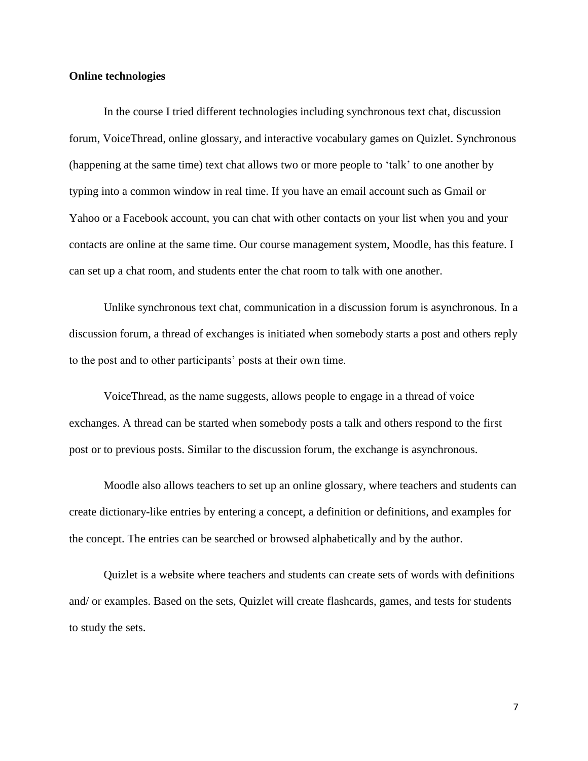**Online technologies**

In the course I tried different technologies including synchronous text chat, discussion forum, VoiceThread, online glossary, and interactive vocabulary games on Quizlet. Synchronous (happening at the same time) text chat allows two or more people to 'talk' to one another by typing into a common window in real time. If you have an email account such as Gmail or Yahoo or a Facebook account, you can chat with other contacts on your list when you and your contacts are online at the same time. Our course management system, Moodle, has this feature. I can set up a chat room, and students enter the chat room to talk with one another.

Unlike synchronous text chat, communication in a discussion forum is asynchronous. In a discussion forum, a thread of exchanges is initiated when somebody starts a post and others reply to the post and to other participants' posts at their own time.

VoiceThread, as the name suggests, allows people to engage in a thread of voice exchanges. A thread can be started when somebody posts a talk and others respond to the first post or to previous posts. Similar to the discussion forum, the exchange is asynchronous.

Moodle also allows teachers to set up an online glossary, where teachers and students can create dictionary-like entries by entering a concept, a definition or definitions, and examples for the concept. The entries can be searched or browsed alphabetically and by the author.

Quizlet is a website where teachers and students can create sets of words with definitions and/ or examples. Based on the sets, Quizlet will create flashcards, games, and tests for students to study the sets.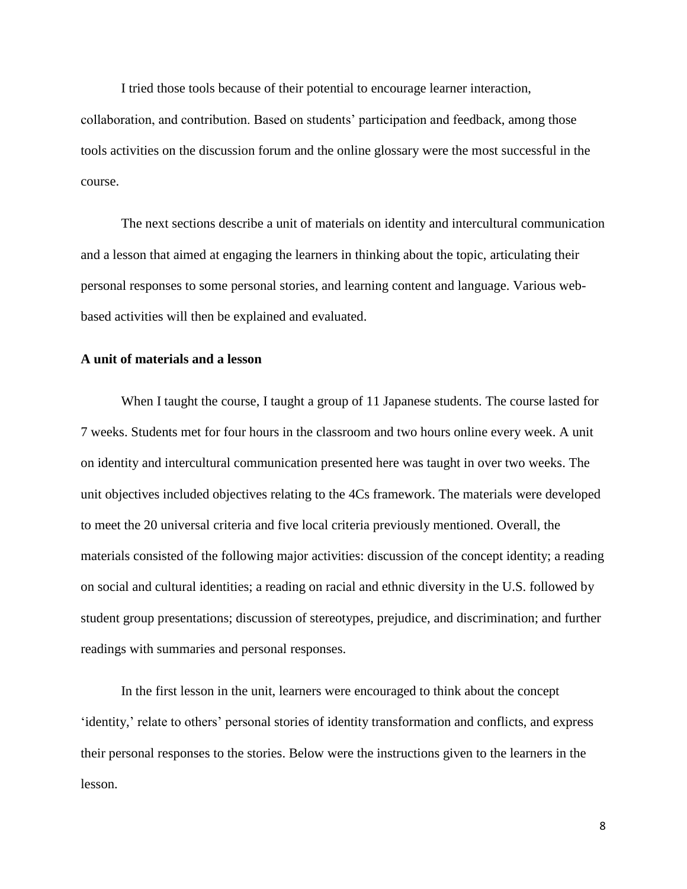I tried those tools because of their potential to encourage learner interaction, collaboration, and contribution. Based on students' participation and feedback, among those tools activities on the discussion forum and the online glossary were the most successful in the course.

The next sections describe a unit of materials on identity and intercultural communication and a lesson that aimed at engaging the learners in thinking about the topic, articulating their personal responses to some personal stories, and learning content and language. Various web-based activities will then be explained and evaluated.

**A unit of materials and a lesson**

When I taught the course, I taught a group of 11 Japanese students. The course lasted for 7 weeks. Students met for four hours in the classroom and two hours online every week. A unit on identity and intercultural communication presented here was taught in over two weeks. The unit objectives included objectives relating to the 4Cs framework. The materials were developed to meet the 20 universal criteria and five local criteria previously mentioned. Overall, the materials consisted of the following major activities: discussion of the concept identity; a reading on social and cultural identities; a reading on racial and ethnic diversity in the U.S. followed by student group presentations; discussion of stereotypes, prejudice, and discrimination; and further readings with summaries and personal responses.

In the first lesson in the unit, learners were encouraged to think about the concept 'identity,' relate to others' personal stories of identity transformation and conflicts, and express their personal responses to the stories. Below were the instructions given to the learners in the lesson.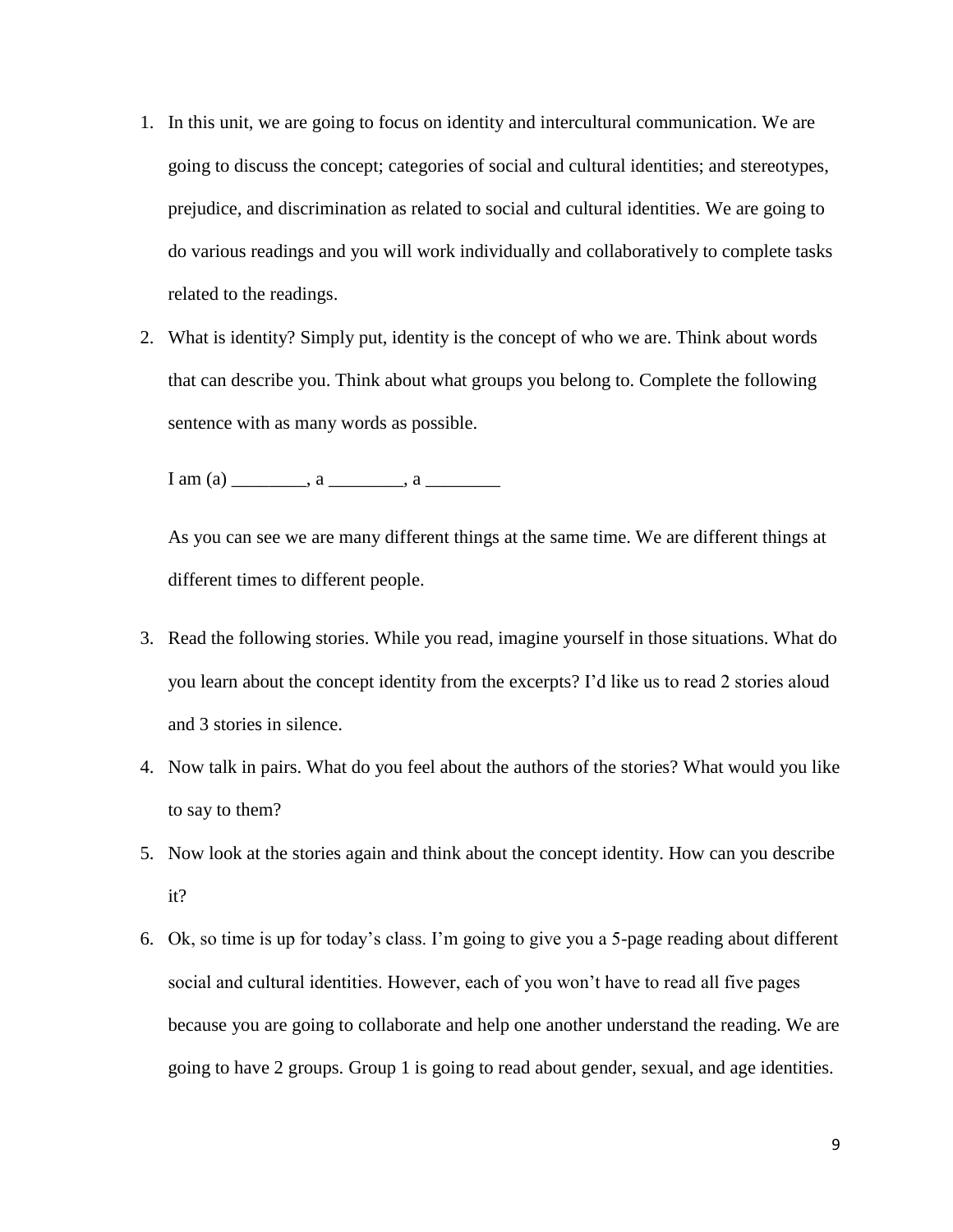1. In this unit, we are going to focus on identity and intercultural communication. We are going to discuss the concept; categories of social and cultural identities; and stereotypes, prejudice, and discrimination as related to social and cultural identities. We are going to do various readings and you will work individually and collaboratively to complete tasks related to the readings.
2. What is identity? Simply put, identity is the concept of who we are. Think about words that can describe you. Think about what groups you belong to. Complete the following sentence with as many words as possible.

   I am (a) ________, a ________, a ________

   As you can see we are many different things at the same time. We are different things at different times to different people.

3. Read the following stories. While you read, imagine yourself in those situations. What do you learn about the concept identity from the excerpts? I'd like us to read 2 stories aloud and 3 stories in silence.
4. Now talk in pairs. What do you feel about the authors of the stories? What would you like to say to them?
5. Now look at the stories again and think about the concept identity. How can you describe it?
6. Ok, so time is up for today's class. I'm going to give you a 5-page reading about different social and cultural identities. However, each of you won't have to read all five pages because you are going to collaborate and help one another understand the reading. We are going to have 2 groups. Group 1 is going to read about gender, sexual, and age identities.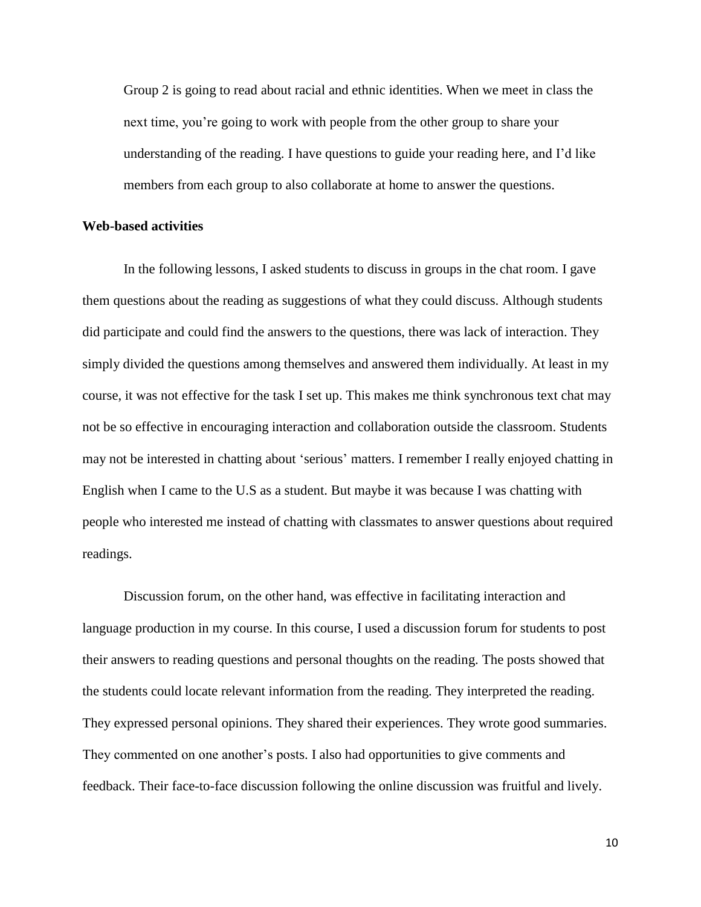Group 2 is going to read about racial and ethnic identities. When we meet in class the next time, you're going to work with people from the other group to share your understanding of the reading. I have questions to guide your reading here, and I'd like members from each group to also collaborate at home to answer the questions.

**Web-based activities**

In the following lessons, I asked students to discuss in groups in the chat room. I gave them questions about the reading as suggestions of what they could discuss. Although students did participate and could find the answers to the questions, there was lack of interaction. They simply divided the questions among themselves and answered them individually. At least in my course, it was not effective for the task I set up. This makes me think synchronous text chat may not be so effective in encouraging interaction and collaboration outside the classroom. Students may not be interested in chatting about 'serious' matters. I remember I really enjoyed chatting in English when I came to the U.S as a student. But maybe it was because I was chatting with people who interested me instead of chatting with classmates to answer questions about required readings.

Discussion forum, on the other hand, was effective in facilitating interaction and language production in my course. In this course, I used a discussion forum for students to post their answers to reading questions and personal thoughts on the reading. The posts showed that the students could locate relevant information from the reading. They interpreted the reading. They expressed personal opinions. They shared their experiences. They wrote good summaries. They commented on one another's posts. I also had opportunities to give comments and feedback. Their face-to-face discussion following the online discussion was fruitful and lively.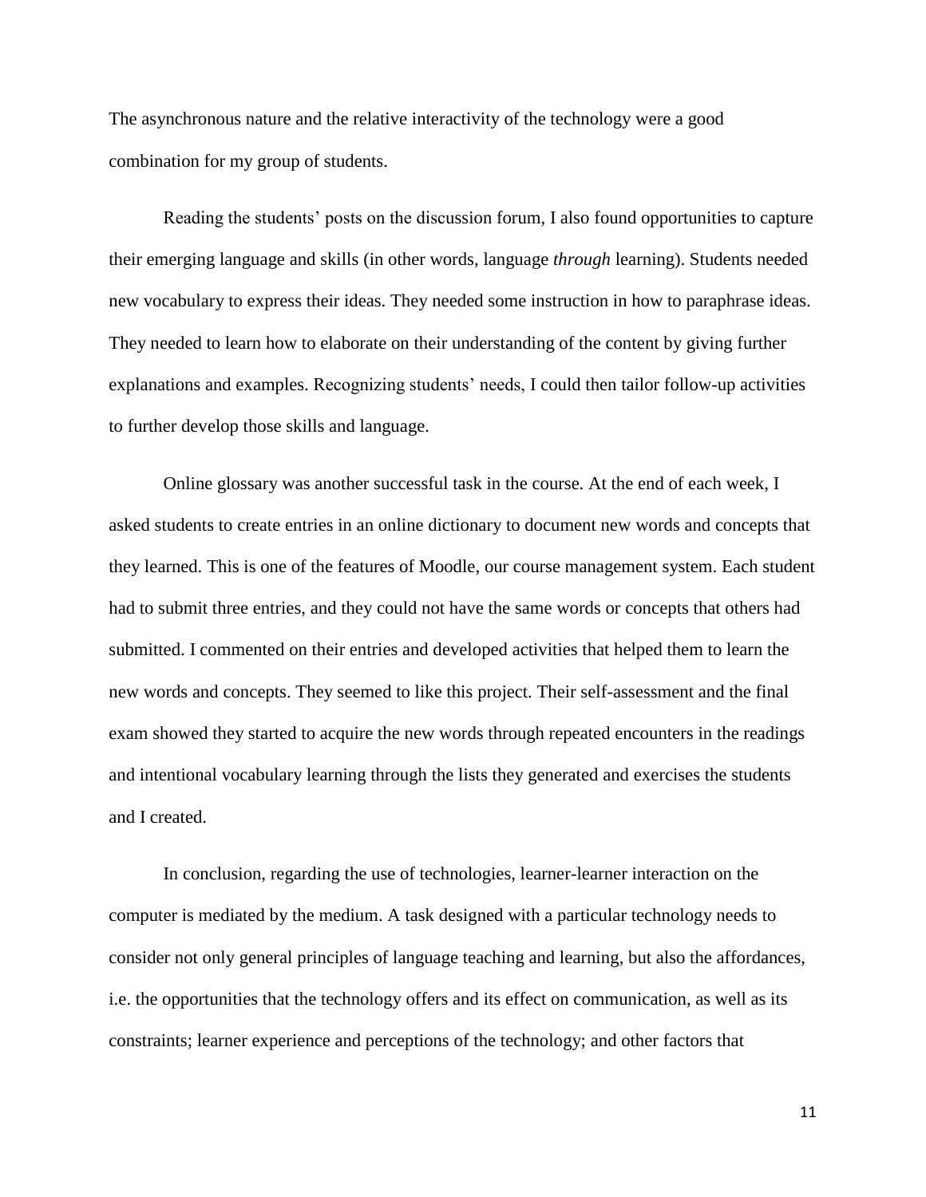The asynchronous nature and the relative interactivity of the technology were a good combination for my group of students.

Reading the students' posts on the discussion forum, I also found opportunities to capture their emerging language and skills (in other words, language *through* learning). Students needed new vocabulary to express their ideas. They needed some instruction in how to paraphrase ideas. They needed to learn how to elaborate on their understanding of the content by giving further explanations and examples. Recognizing students' needs, I could then tailor follow-up activities to further develop those skills and language.

Online glossary was another successful task in the course. At the end of each week, I asked students to create entries in an online dictionary to document new words and concepts that they learned. This is one of the features of Moodle, our course management system. Each student had to submit three entries, and they could not have the same words or concepts that others had submitted. I commented on their entries and developed activities that helped them to learn the new words and concepts. They seemed to like this project. Their self-assessment and the final exam showed they started to acquire the new words through repeated encounters in the readings and intentional vocabulary learning through the lists they generated and exercises the students and I created.

In conclusion, regarding the use of technologies, learner-learner interaction on the computer is mediated by the medium. A task designed with a particular technology needs to consider not only general principles of language teaching and learning, but also the affordances, i.e. the opportunities that the technology offers and its effect on communication, as well as its constraints; learner experience and perceptions of the technology; and other factors that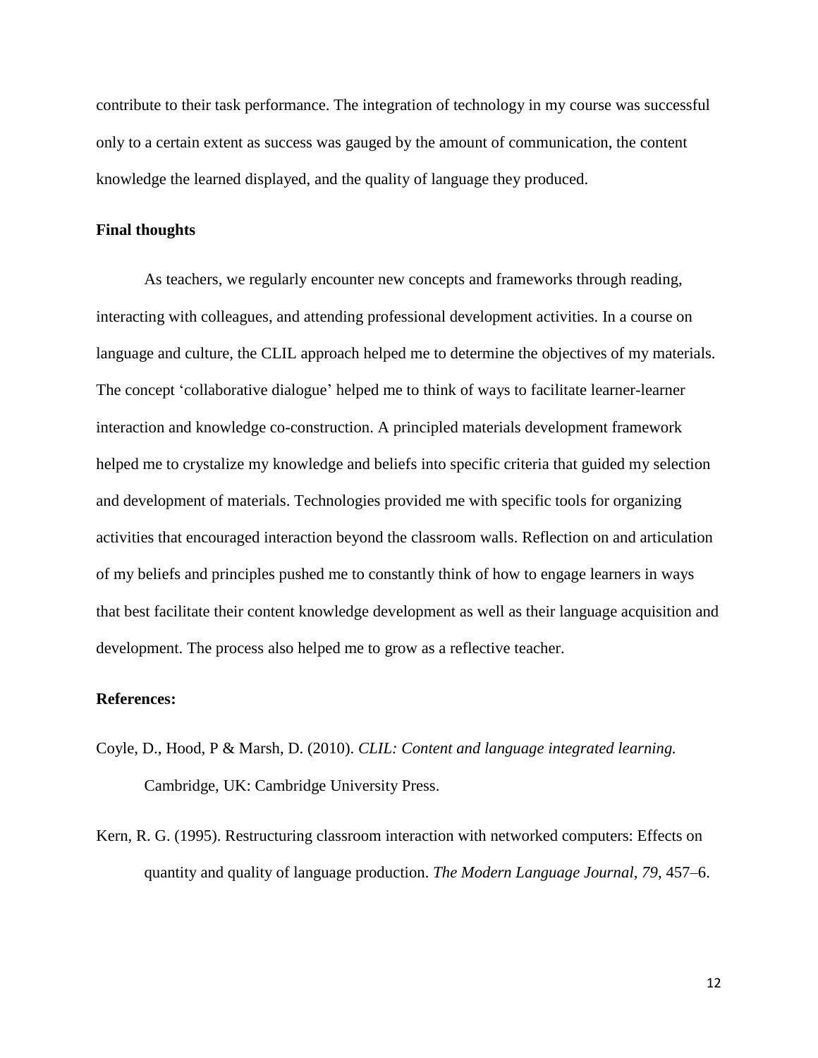contribute to their task performance. The integration of technology in my course was successful only to a certain extent as success was gauged by the amount of communication, the content knowledge the learned displayed, and the quality of language they produced.

## Final thoughts

As teachers, we regularly encounter new concepts and frameworks through reading, interacting with colleagues, and attending professional development activities. In a course on language and culture, the CLIL approach helped me to determine the objectives of my materials. The concept 'collaborative dialogue' helped me to think of ways to facilitate learner-learner interaction and knowledge co-construction. A principled materials development framework helped me to crystalize my knowledge and beliefs into specific criteria that guided my selection and development of materials. Technologies provided me with specific tools for organizing activities that encouraged interaction beyond the classroom walls. Reflection on and articulation of my beliefs and principles pushed me to constantly think of how to engage learners in ways that best facilitate their content knowledge development as well as their language acquisition and development. The process also helped me to grow as a reflective teacher.

## References:

Coyle, D., Hood, P & Marsh, D. (2010). *CLIL: Content and language integrated learning.* Cambridge, UK: Cambridge University Press.

Kern, R. G. (1995). Restructuring classroom interaction with networked computers: Effects on quantity and quality of language production. *The Modern Language Journal, 79*, 457–6.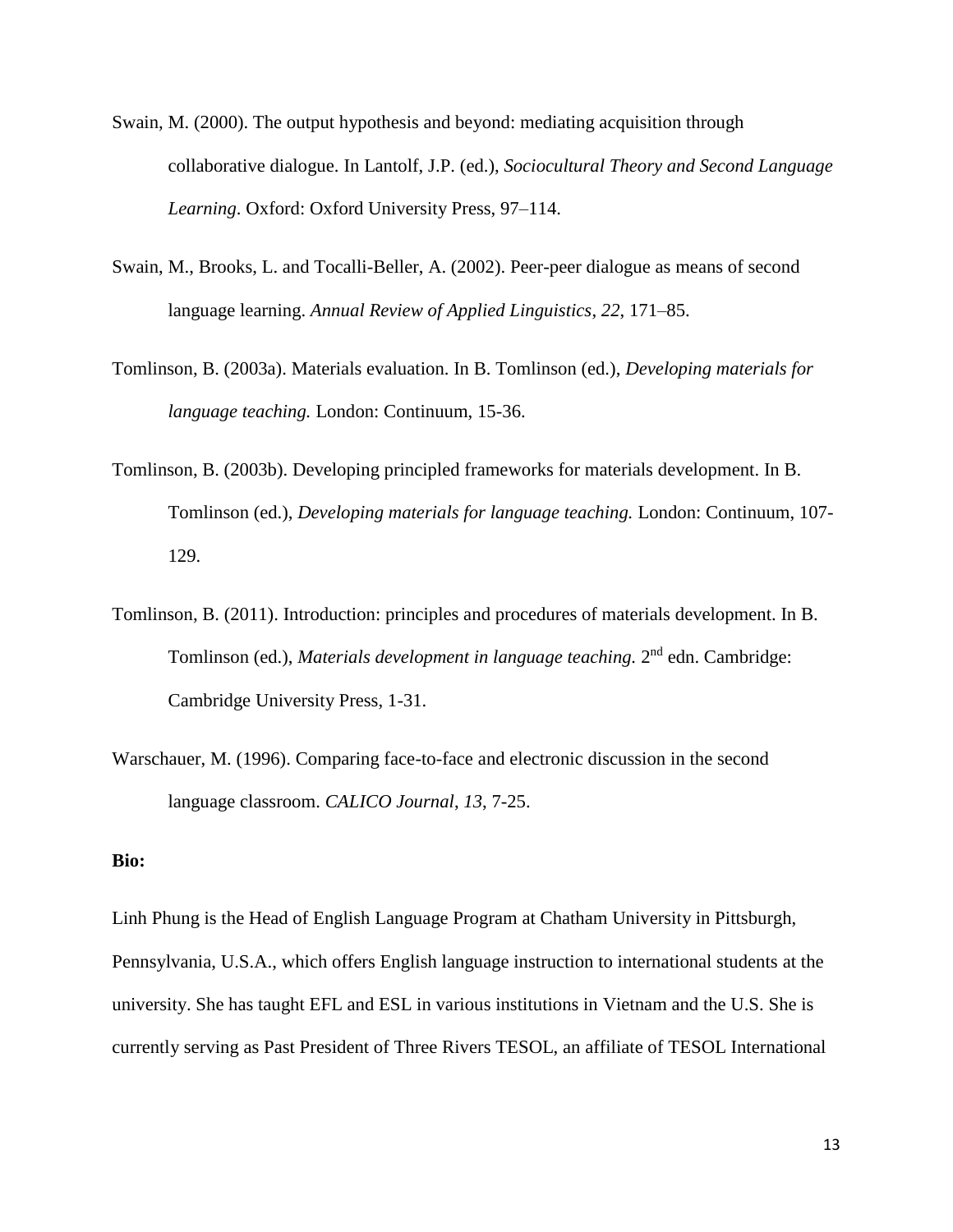Swain, M. (2000). The output hypothesis and beyond: mediating acquisition through collaborative dialogue. In Lantolf, J.P. (ed.), *Sociocultural Theory and Second Language Learning*. Oxford: Oxford University Press, 97–114.

Swain, M., Brooks, L. and Tocalli-Beller, A. (2002). Peer-peer dialogue as means of second language learning. *Annual Review of Applied Linguistics*, *22*, 171–85.

Tomlinson, B. (2003a). Materials evaluation. In B. Tomlinson (ed.), *Developing materials for language teaching.* London: Continuum, 15-36.

Tomlinson, B. (2003b). Developing principled frameworks for materials development. In B. Tomlinson (ed.), *Developing materials for language teaching.* London: Continuum, 107-129.

Tomlinson, B. (2011). Introduction: principles and procedures of materials development. In B. Tomlinson (ed.), *Materials development in language teaching.* 2nd edn. Cambridge: Cambridge University Press, 1-31.

Warschauer, M. (1996). Comparing face-to-face and electronic discussion in the second language classroom. *CALICO Journal*, *13*, 7-25.

**Bio:**

Linh Phung is the Head of English Language Program at Chatham University in Pittsburgh, Pennsylvania, U.S.A., which offers English language instruction to international students at the university. She has taught EFL and ESL in various institutions in Vietnam and the U.S. She is currently serving as Past President of Three Rivers TESOL, an affiliate of TESOL International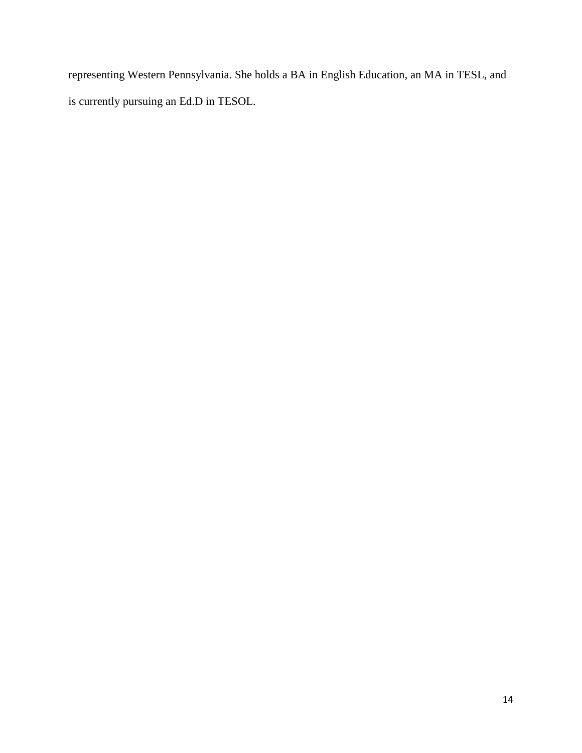representing Western Pennsylvania. She holds a BA in English Education, an MA in TESL, and is currently pursuing an Ed.D in TESOL.